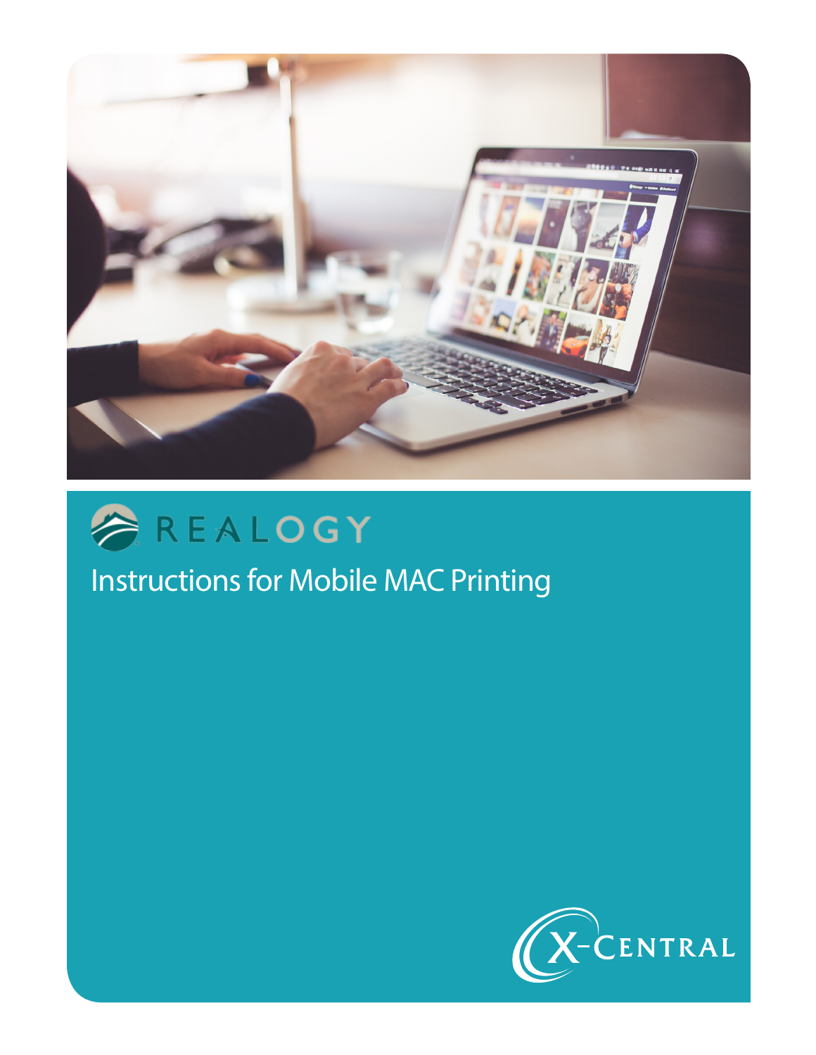REALOGY

# Instructions for Mobile MAC Printing

X-CENTRAL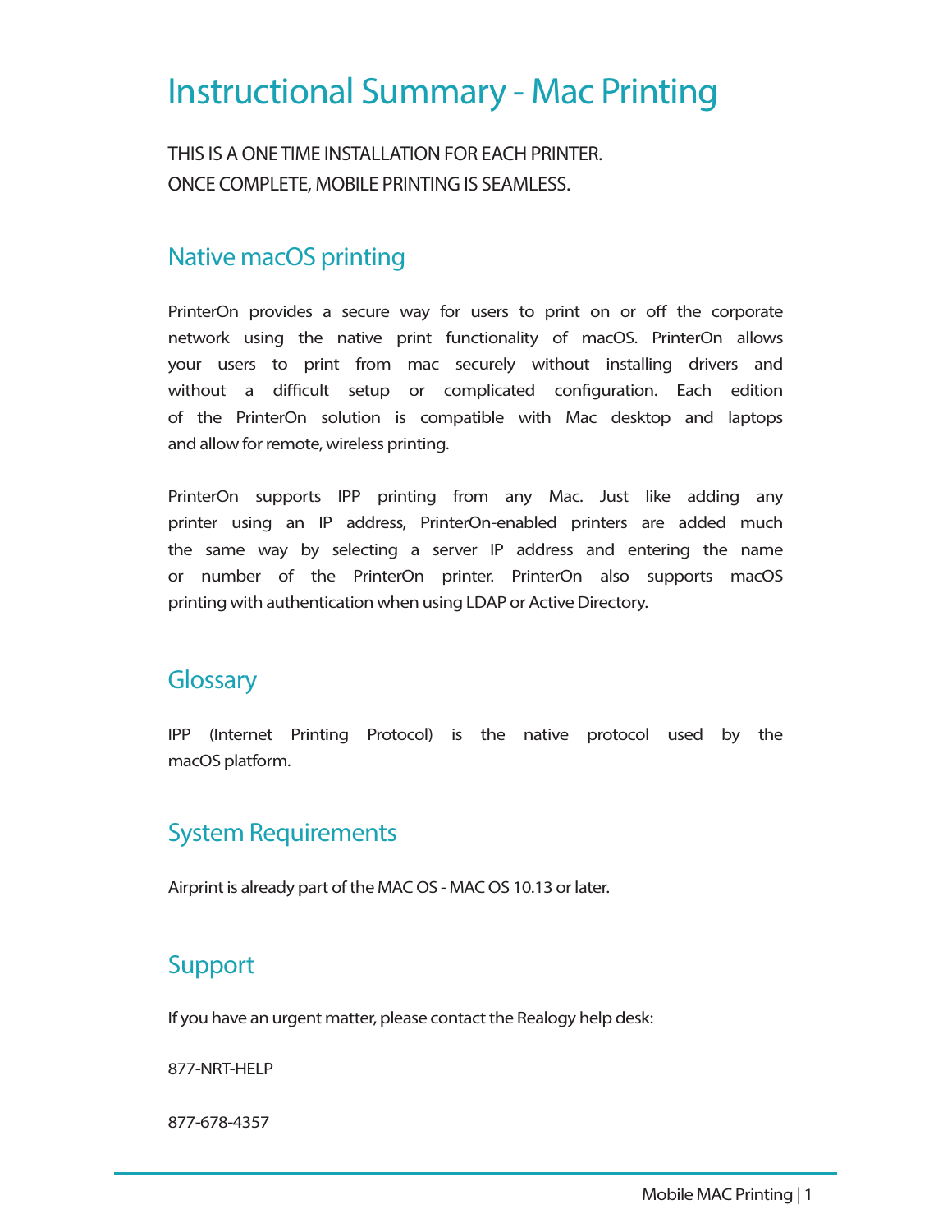# Instructional Summary - Mac Printing

THIS IS A ONE TIME INSTALLATION FOR EACH PRINTER.
ONCE COMPLETE, MOBILE PRINTING IS SEAMLESS.

## Native macOS printing

PrinterOn provides a secure way for users to print on or off the corporate network using the native print functionality of macOS. PrinterOn allows your users to print from mac securely without installing drivers and without a difficult setup or complicated configuration. Each edition of the PrinterOn solution is compatible with Mac desktop and laptops and allow for remote, wireless printing.

PrinterOn supports IPP printing from any Mac. Just like adding any printer using an IP address, PrinterOn-enabled printers are added much the same way by selecting a server IP address and entering the name or number of the PrinterOn printer. PrinterOn also supports macOS printing with authentication when using LDAP or Active Directory.

## Glossary

IPP (Internet Printing Protocol) is the native protocol used by the macOS platform.

## System Requirements

Airprint is already part of the MAC OS - MAC OS 10.13 or later.

## Support

If you have an urgent matter, please contact the Realogy help desk:

877-NRT-HELP

877-678-4357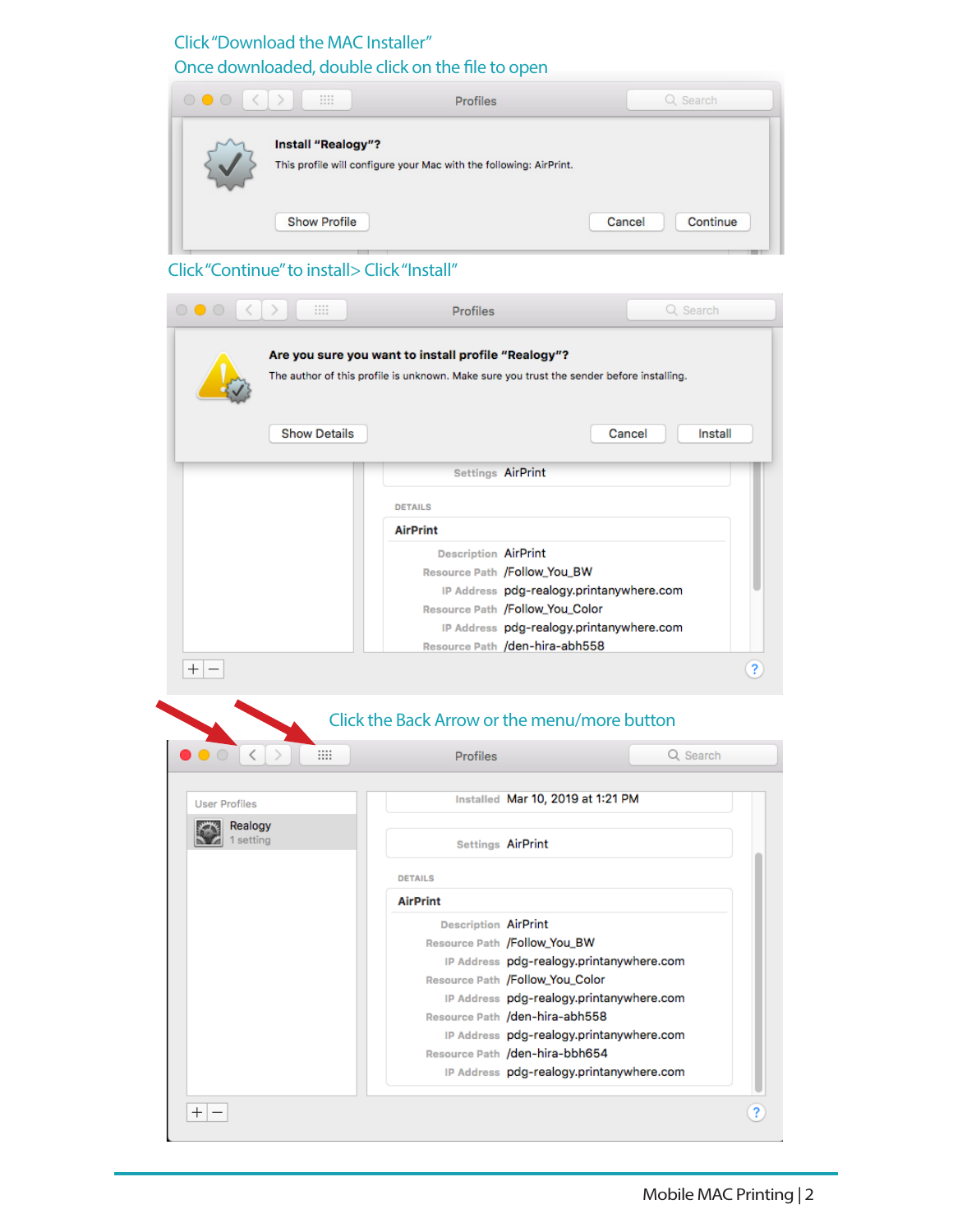Click "Download the MAC Installer"

Once downloaded, double click on the file to open

Click "Continue" to install> Click "Install"

Click the Back Arrow or the menu/more button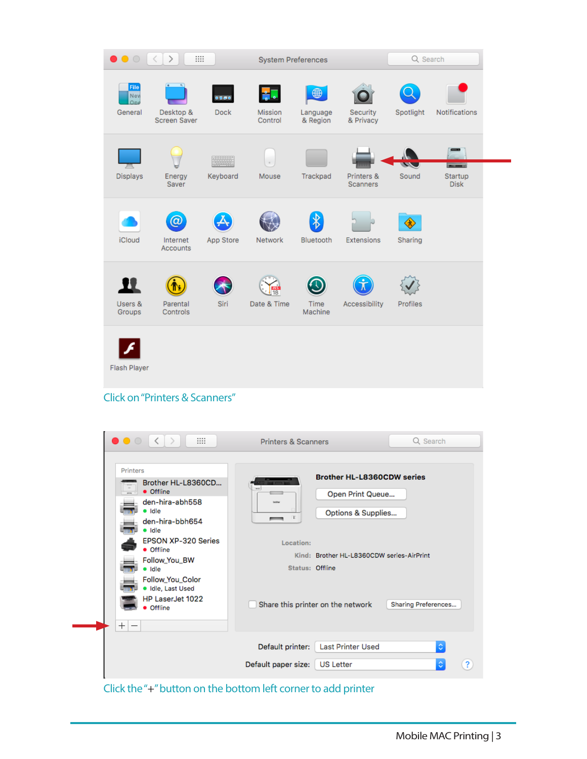Click on "Printers & Scanners"

Click the "+" button on the bottom left corner to add printer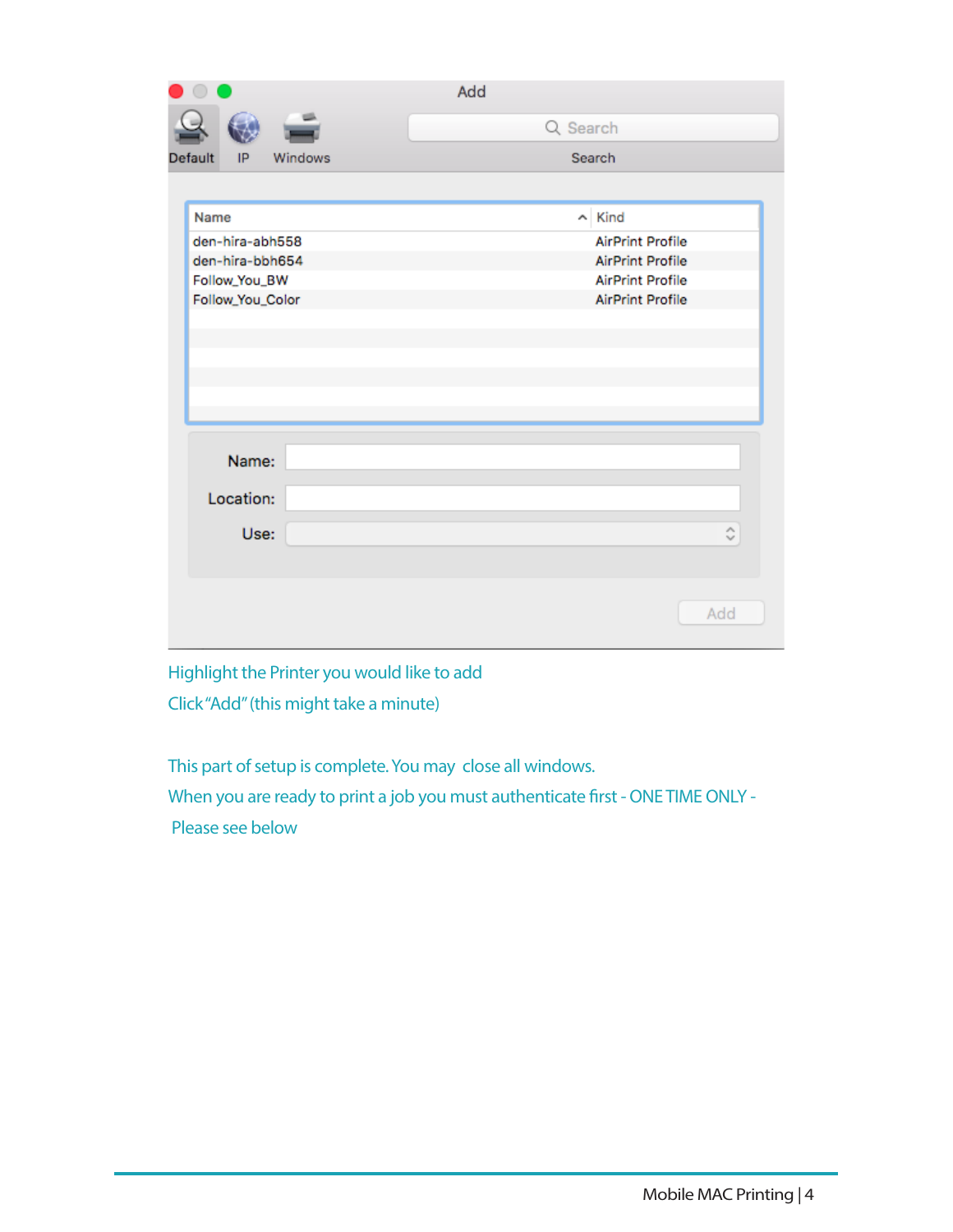Highlight the Printer you would like to add

Click "Add" (this might take a minute)

This part of setup is complete. You may close all windows.

When you are ready to print a job you must authenticate first - ONE TIME ONLY - Please see below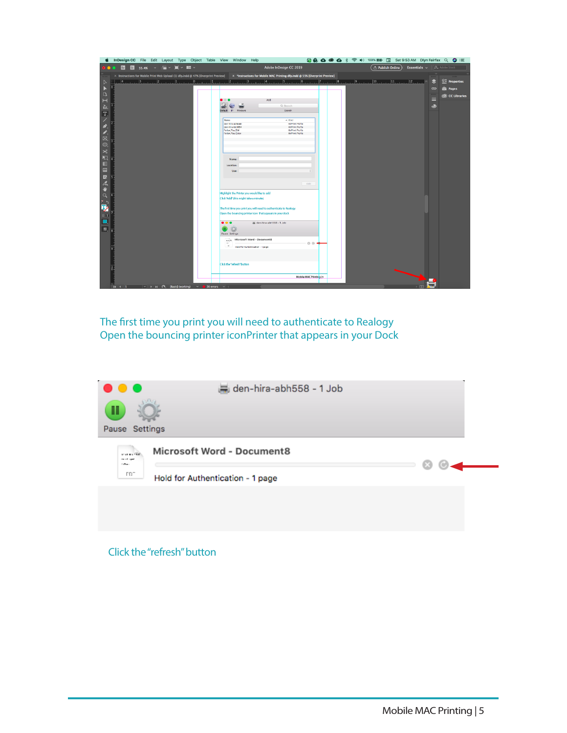The first time you print you will need to authenticate to Realogy
Open the bouncing printer iconPrinter that appears in your Dock

Click the "refresh" button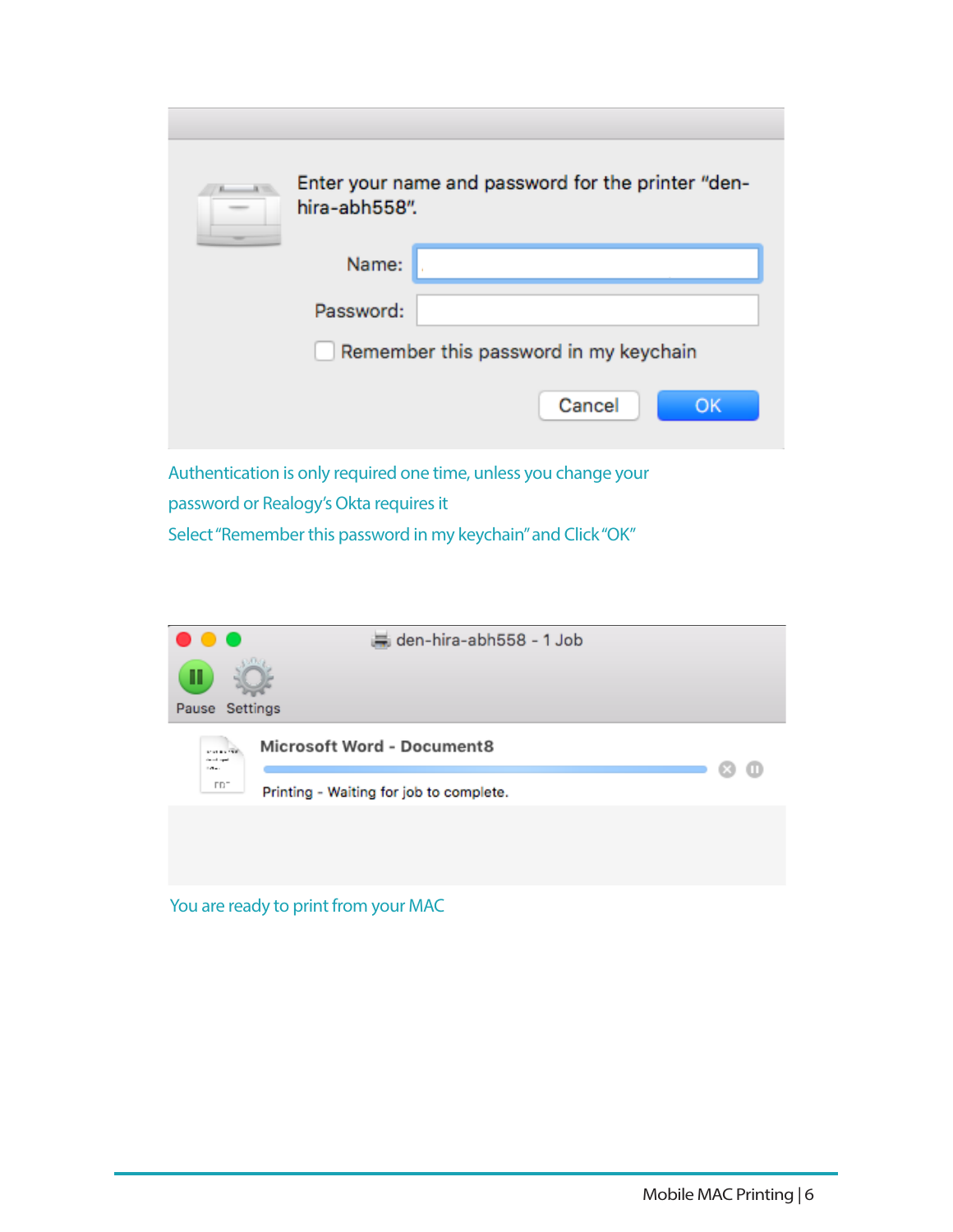Enter your name and password for the printer "den-hira-abh558".

Name:

Password:

Remember this password in my keychain

Cancel OK

Authentication is only required one time, unless you change your password or Realogy's Okta requires it

Select "Remember this password in my keychain" and Click "OK"

den-hira-abh558 - 1 Job

Pause Settings

Microsoft Word - Document8

Printing - Waiting for job to complete.

You are ready to print from your MAC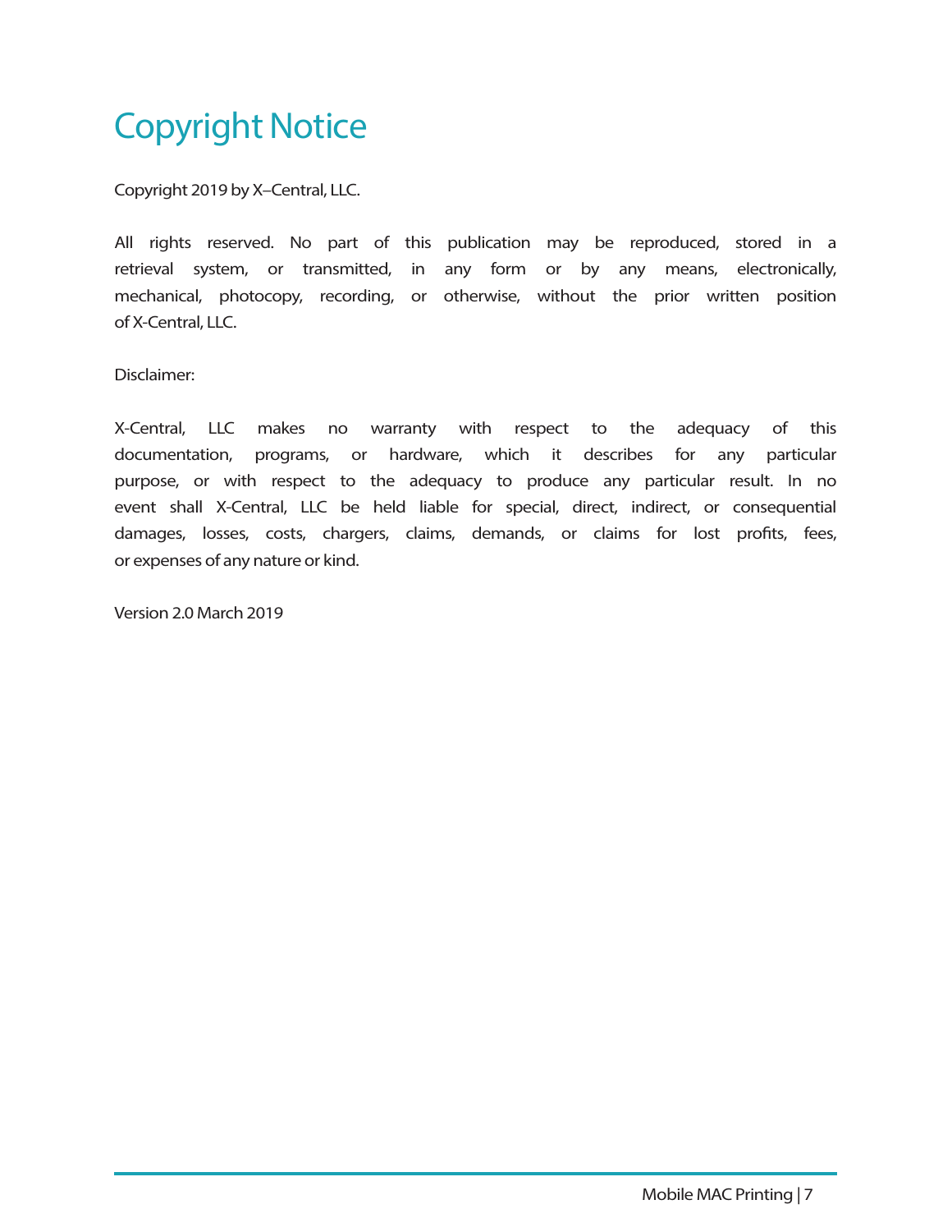# Copyright Notice

Copyright 2019 by X–Central, LLC.

All rights reserved. No part of this publication may be reproduced, stored in a retrieval system, or transmitted, in any form or by any means, electronically, mechanical, photocopy, recording, or otherwise, without the prior written position of X-Central, LLC.

Disclaimer:

X-Central, LLC makes no warranty with respect to the adequacy of this documentation, programs, or hardware, which it describes for any particular purpose, or with respect to the adequacy to produce any particular result. In no event shall X-Central, LLC be held liable for special, direct, indirect, or consequential damages, losses, costs, chargers, claims, demands, or claims for lost profits, fees, or expenses of any nature or kind.

Version 2.0 March 2019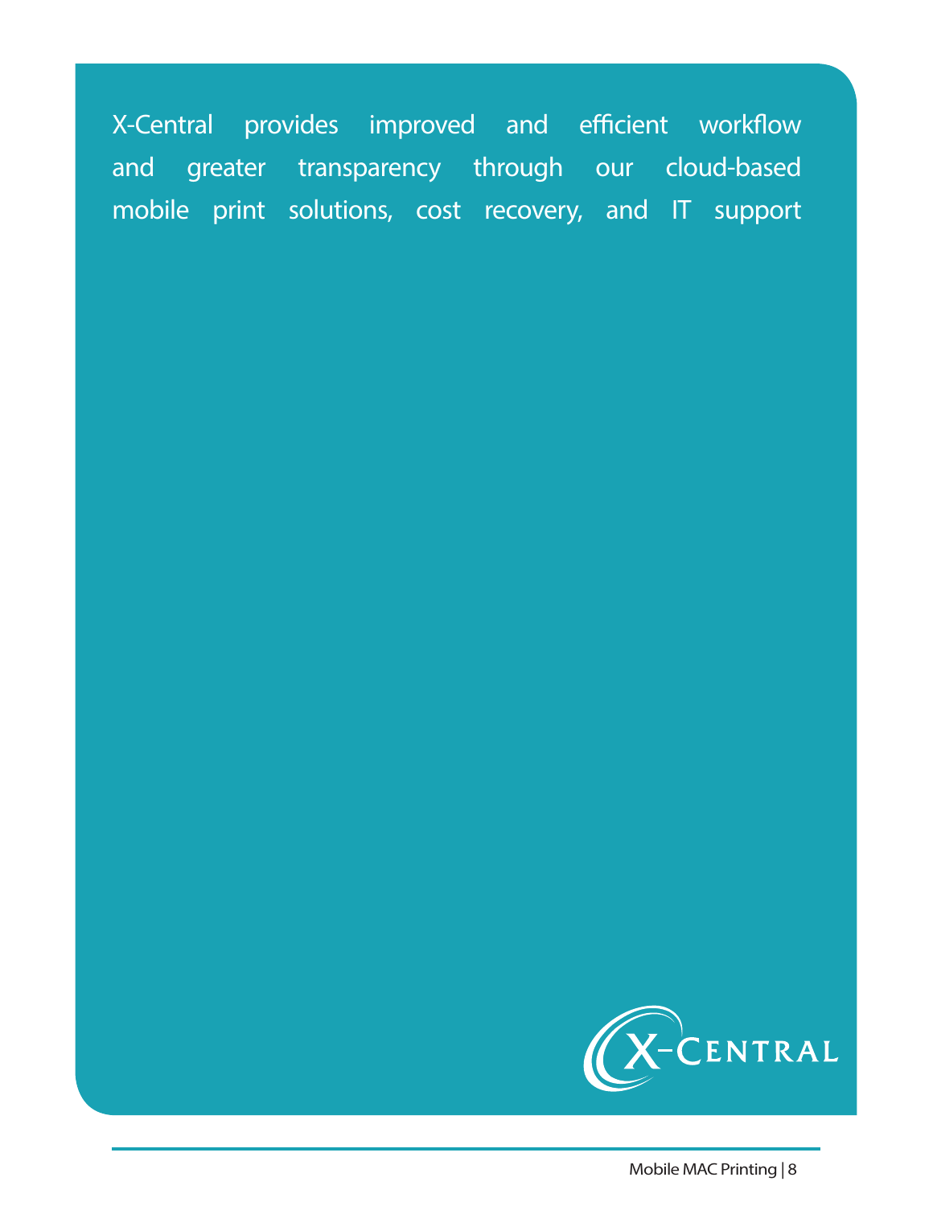X-Central provides improved and efficient workflow and greater transparency through our cloud-based mobile print solutions, cost recovery, and IT support

X-CENTRAL